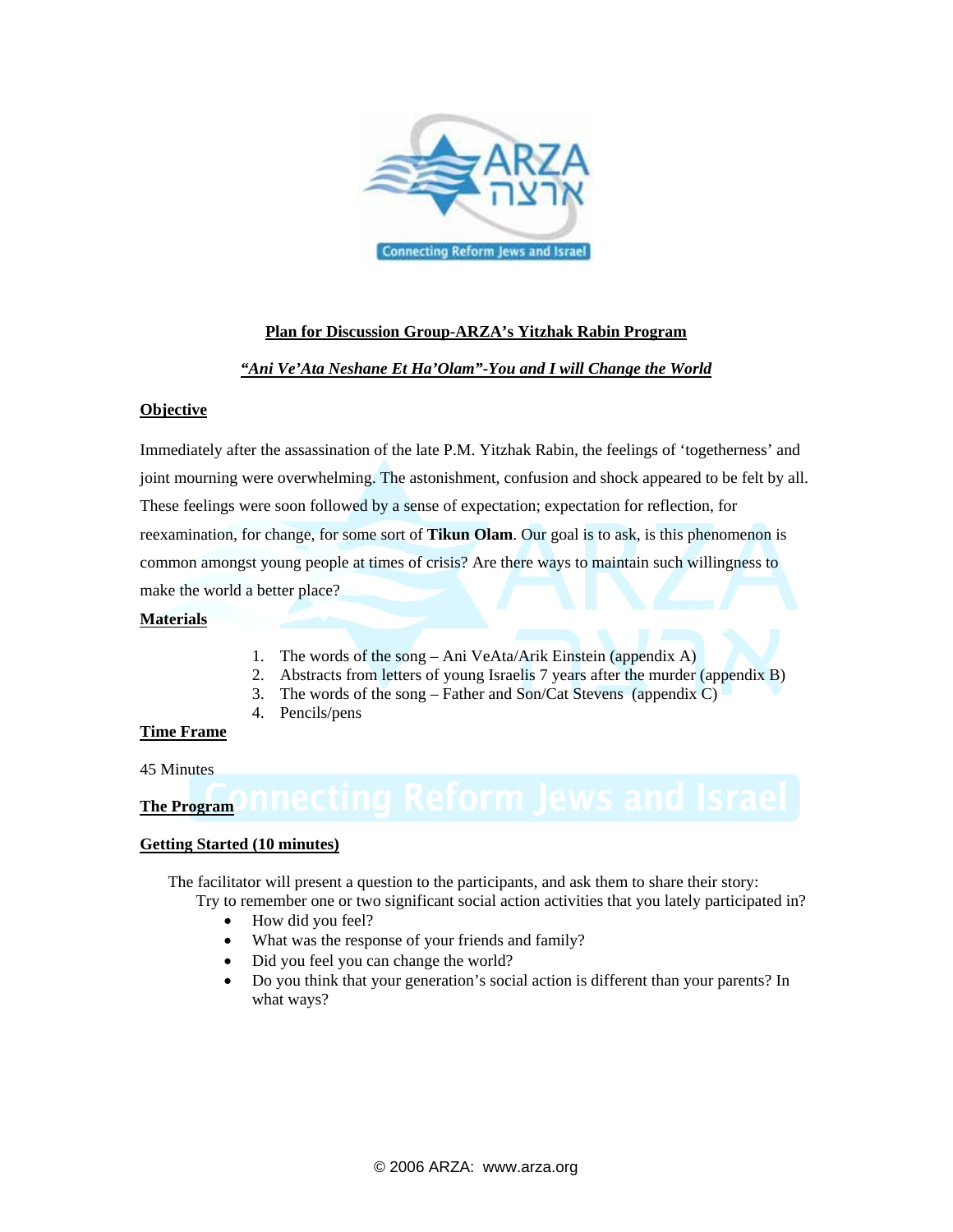**Plan for Discussion Group-ARZA's Yitzhak Rabin Program**

***"Ani Ve'Ata Neshane Et Ha'Olam"-You and I will Change the World***

## Objective

Immediately after the assassination of the late P.M. Yitzhak Rabin, the feelings of 'togetherness' and joint mourning were overwhelming. The astonishment, confusion and shock appeared to be felt by all. These feelings were soon followed by a sense of expectation; expectation for reflection, for reexamination, for change, for some sort of **Tikun Olam**. Our goal is to ask, is this phenomenon is common amongst young people at times of crisis? Are there ways to maintain such willingness to make the world a better place?

## Materials

1. The words of the song – Ani VeAta/Arik Einstein (appendix A)
2. Abstracts from letters of young Israelis 7 years after the murder (appendix B)
3. The words of the song – Father and Son/Cat Stevens (appendix C)
4. Pencils/pens

## Time Frame

45 Minutes

## The Program

### Getting Started (10 minutes)

The facilitator will present a question to the participants, and ask them to share their story:

Try to remember one or two significant social action activities that you lately participated in?

- How did you feel?
- What was the response of your friends and family?
- Did you feel you can change the world?
- Do you think that your generation's social action is different than your parents? In what ways?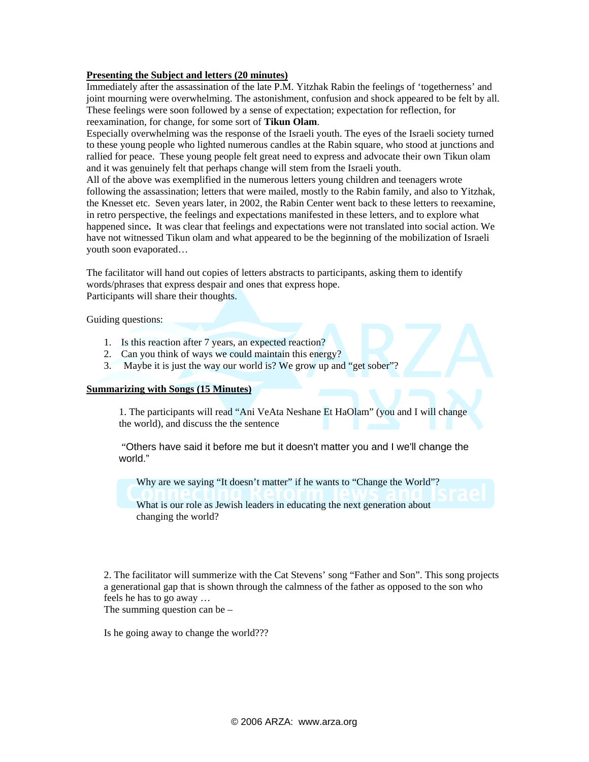**<u>Presenting the Subject and letters (20 minutes)</u>**

Immediately after the assassination of the late P.M. Yitzhak Rabin the feelings of 'togetherness' and joint mourning were overwhelming. The astonishment, confusion and shock appeared to be felt by all. These feelings were soon followed by a sense of expectation; expectation for reflection, for reexamination, for change, for some sort of **Tikun Olam**.

Especially overwhelming was the response of the Israeli youth. The eyes of the Israeli society turned to these young people who lighted numerous candles at the Rabin square, who stood at junctions and rallied for peace. These young people felt great need to express and advocate their own Tikun olam and it was genuinely felt that perhaps change will stem from the Israeli youth.

All of the above was exemplified in the numerous letters young children and teenagers wrote following the assassination; letters that were mailed, mostly to the Rabin family, and also to Yitzhak, the Knesset etc. Seven years later, in 2002, the Rabin Center went back to these letters to reexamine, in retro perspective, the feelings and expectations manifested in these letters, and to explore what happened since**.** It was clear that feelings and expectations were not translated into social action. We have not witnessed Tikun olam and what appeared to be the beginning of the mobilization of Israeli youth soon evaporated…

The facilitator will hand out copies of letters abstracts to participants, asking them to identify words/phrases that express despair and ones that express hope.
Participants will share their thoughts.

Guiding questions:

1. Is this reaction after 7 years, an expected reaction?
2. Can you think of ways we could maintain this energy?
3. Maybe it is just the way our world is? We grow up and "get sober"?

**<u>Summarizing with Songs (15 Minutes)</u>**

1. The participants will read "Ani VeAta Neshane Et HaOlam" (you and I will change the world), and discuss the the sentence

"Others have said it before me but it doesn't matter you and I we'll change the world."

Why are we saying "It doesn't matter" if he wants to "Change the World"?

What is our role as Jewish leaders in educating the next generation about changing the world?

2. The facilitator will summerize with the Cat Stevens' song "Father and Son". This song projects a generational gap that is shown through the calmness of the father as opposed to the son who feels he has to go away …
The summing question can be –

Is he going away to change the world???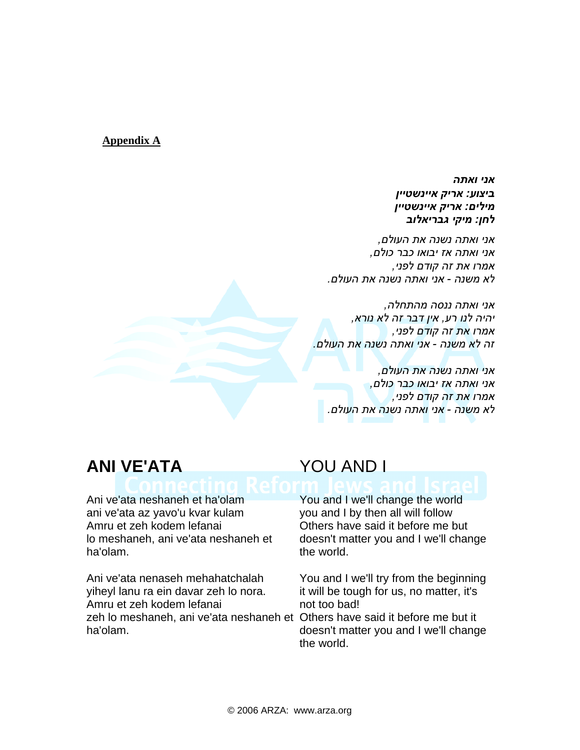**Appendix A**

***אני ואתה***
***ביצוע: אריק איינשטיין***
***מילים: אריק איינשטיין***
***לחן: מיקי גבריאלוב***

*אני ואתה נשנה את העולם,*
*אני ואתה אז יבואו כבר כולם,*
*אמרו את זה קודם לפני,*
*לא משנה - אני ואתה נשנה את העולם.*

*אני ואתה ננסה מהתחלה,*
*יהיה לנו רע, אין דבר זה לא נורא,*
*אמרו את זה קודם לפני,*
*זה לא משנה - אני ואתה נשנה את העולם.*

*אני ואתה נשנה את העולם,*
*אני ואתה אז יבואו כבר כולם,*
*אמרו את זה קודם לפני,*
*לא משנה - אני ואתה נשנה את העולם.*

## ANI VE'ATA

Ani ve'ata neshaneh et ha'olam
ani ve'ata az yavo'u kvar kulam
Amru et zeh kodem lefanai
lo meshaneh, ani ve'ata neshaneh et ha'olam.

Ani ve'ata nenaseh mehahatchalah
yiheyl lanu ra ein davar zeh lo nora.
Amru et zeh kodem lefanai
zeh lo meshaneh, ani ve'ata neshaneh et ha'olam.

## YOU AND I

You and I we'll change the world
you and I by then all will follow
Others have said it before me but
doesn't matter you and I we'll change the world.

You and I we'll try from the beginning
it will be tough for us, no matter, it's not too bad!
Others have said it before me but it doesn't matter you and I we'll change the world.

© 2006 ARZA: www.arza.org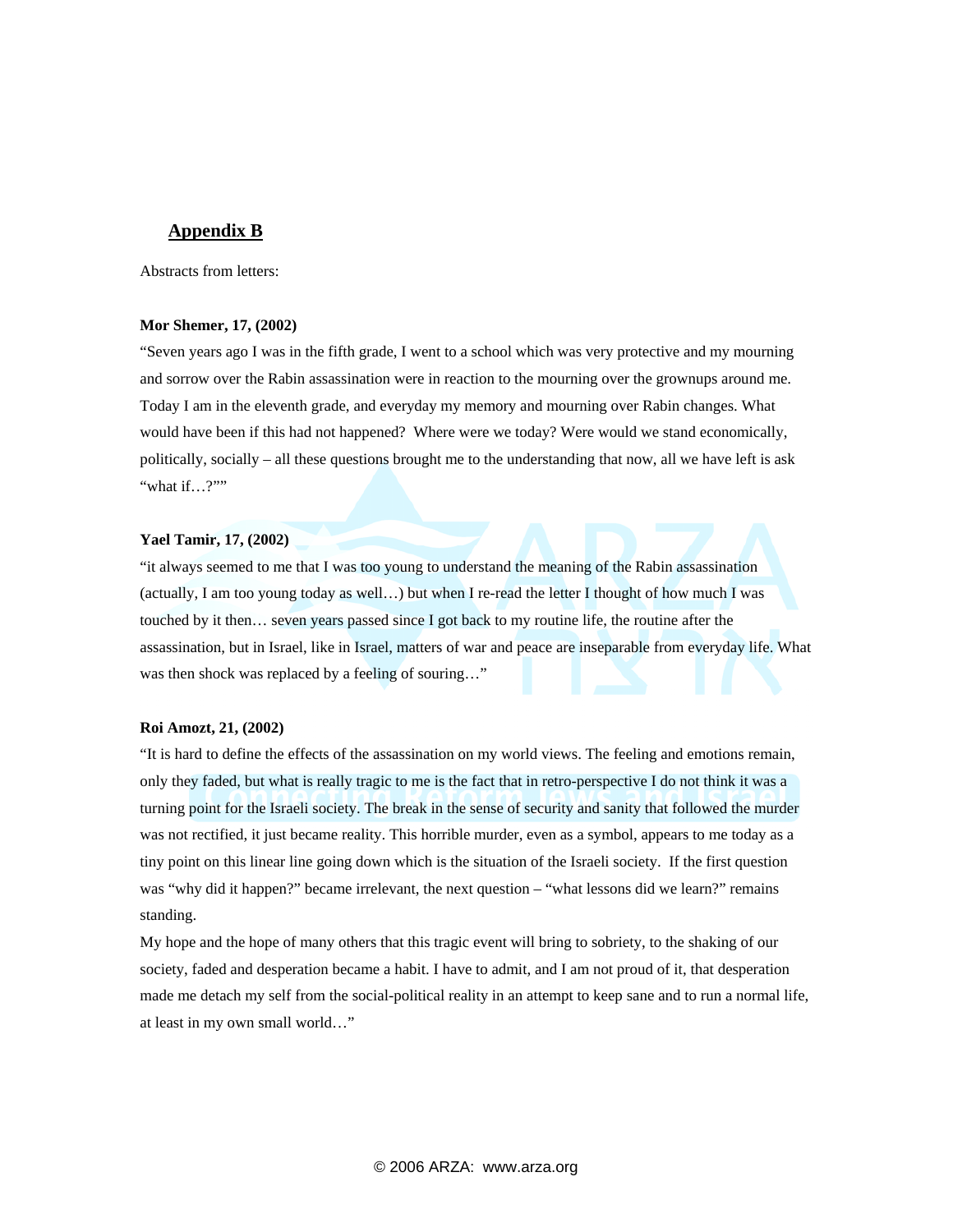## Appendix B

Abstracts from letters:

**Mor Shemer, 17, (2002)**

"Seven years ago I was in the fifth grade, I went to a school which was very protective and my mourning and sorrow over the Rabin assassination were in reaction to the mourning over the grownups around me. Today I am in the eleventh grade, and everyday my memory and mourning over Rabin changes. What would have been if this had not happened? Where were we today? Were would we stand economically, politically, socially – all these questions brought me to the understanding that now, all we have left is ask "what if…?""

**Yael Tamir, 17, (2002)**

"it always seemed to me that I was too young to understand the meaning of the Rabin assassination (actually, I am too young today as well…) but when I re-read the letter I thought of how much I was touched by it then… seven years passed since I got back to my routine life, the routine after the assassination, but in Israel, like in Israel, matters of war and peace are inseparable from everyday life. What was then shock was replaced by a feeling of souring…"

**Roi Amozt, 21, (2002)**

"It is hard to define the effects of the assassination on my world views. The feeling and emotions remain, only they faded, but what is really tragic to me is the fact that in retro-perspective I do not think it was a turning point for the Israeli society. The break in the sense of security and sanity that followed the murder was not rectified, it just became reality. This horrible murder, even as a symbol, appears to me today as a tiny point on this linear line going down which is the situation of the Israeli society. If the first question was "why did it happen?" became irrelevant, the next question – "what lessons did we learn?" remains standing.

My hope and the hope of many others that this tragic event will bring to sobriety, to the shaking of our society, faded and desperation became a habit. I have to admit, and I am not proud of it, that desperation made me detach my self from the social-political reality in an attempt to keep sane and to run a normal life, at least in my own small world…"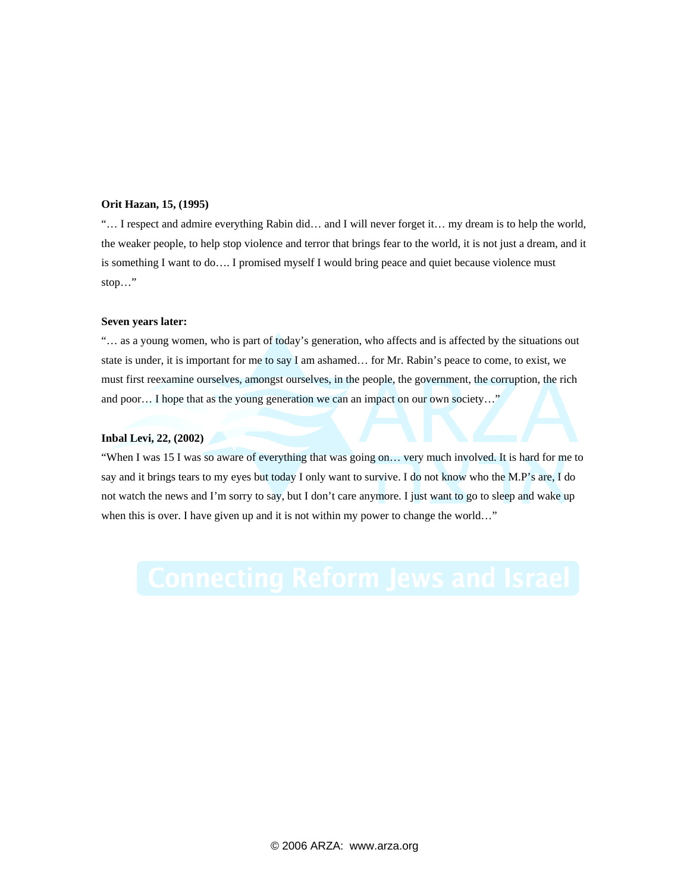**Orit Hazan, 15, (1995)**

"… I respect and admire everything Rabin did… and I will never forget it… my dream is to help the world, the weaker people, to help stop violence and terror that brings fear to the world, it is not just a dream, and it is something I want to do…. I promised myself I would bring peace and quiet because violence must stop…"

**Seven years later:**

"… as a young women, who is part of today's generation, who affects and is affected by the situations out state is under, it is important for me to say I am ashamed… for Mr. Rabin's peace to come, to exist, we must first reexamine ourselves, amongst ourselves, in the people, the government, the corruption, the rich and poor… I hope that as the young generation we can an impact on our own society…"

**Inbal Levi, 22, (2002)**

"When I was 15 I was so aware of everything that was going on… very much involved. It is hard for me to say and it brings tears to my eyes but today I only want to survive. I do not know who the M.P's are, I do not watch the news and I'm sorry to say, but I don't care anymore. I just want to go to sleep and wake up when this is over. I have given up and it is not within my power to change the world…"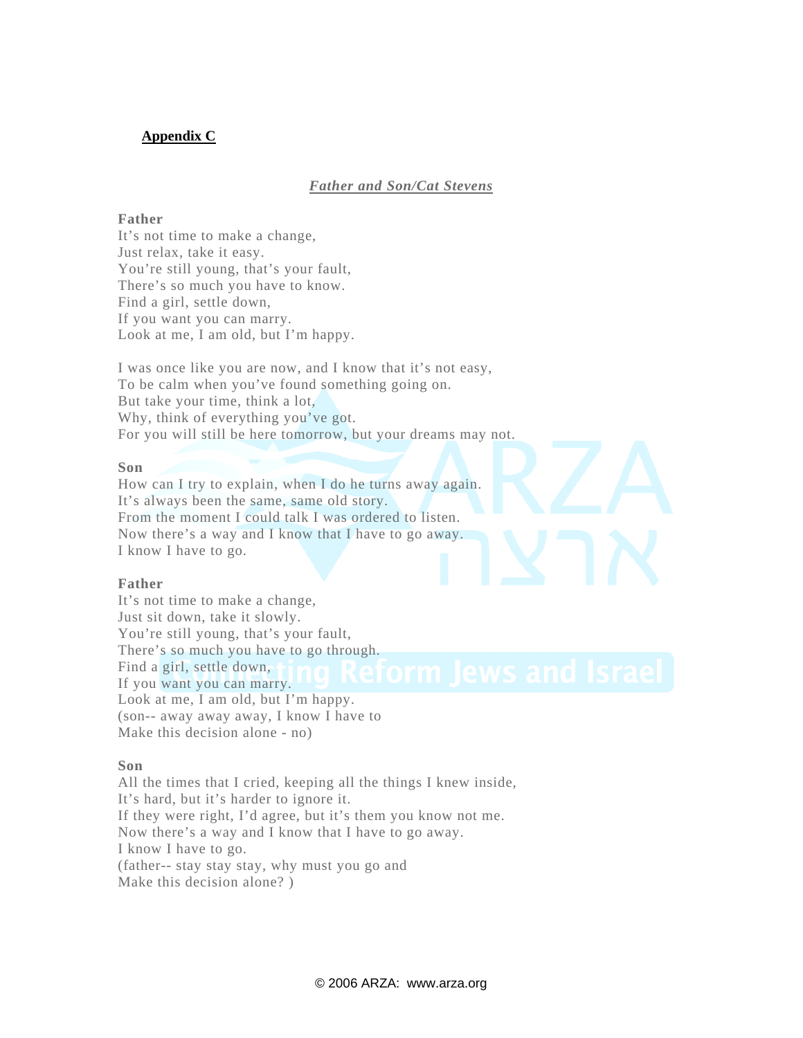**Appendix C**

***Father and Son/Cat Stevens***

**Father**
It’s not time to make a change,
Just relax, take it easy.
You’re still young, that’s your fault,
There’s so much you have to know.
Find a girl, settle down,
If you want you can marry.
Look at me, I am old, but I’m happy.

I was once like you are now, and I know that it’s not easy,
To be calm when you’ve found something going on.
But take your time, think a lot,
Why, think of everything you’ve got.
For you will still be here tomorrow, but your dreams may not.

**Son**
How can I try to explain, when I do he turns away again.
It’s always been the same, same old story.
From the moment I could talk I was ordered to listen.
Now there’s a way and I know that I have to go away.
I know I have to go.

**Father**
It’s not time to make a change,
Just sit down, take it slowly.
You’re still young, that’s your fault,
There’s so much you have to go through.
Find a girl, settle down,
If you want you can marry.
Look at me, I am old, but I’m happy.
(son-- away away away, I know I have to
Make this decision alone - no)

**Son**
All the times that I cried, keeping all the things I knew inside,
It’s hard, but it’s harder to ignore it.
If they were right, I’d agree, but it’s them you know not me.
Now there’s a way and I know that I have to go away.
I know I have to go.
(father-- stay stay stay, why must you go and
Make this decision alone? )

© 2006 ARZA: www.arza.org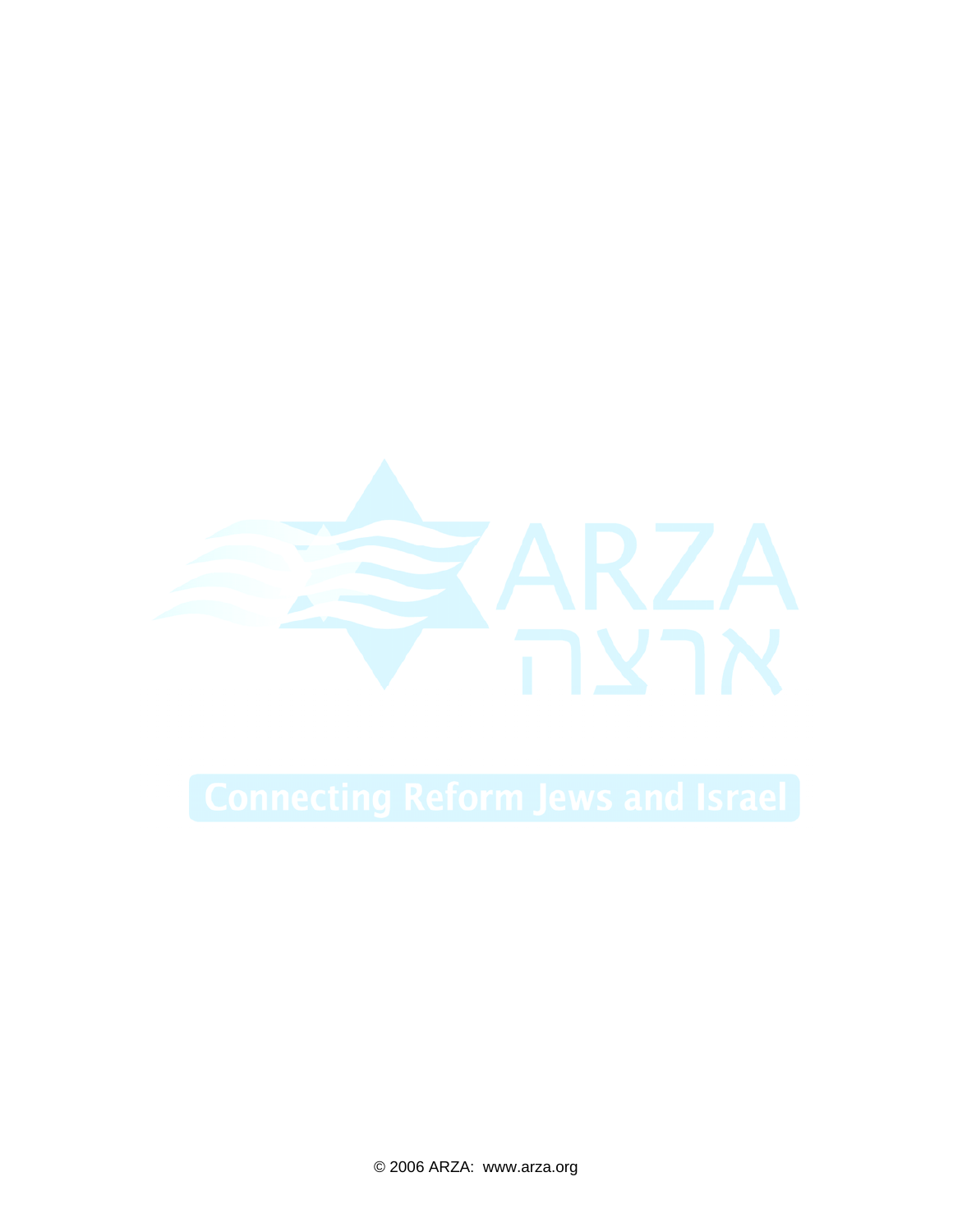ARZA

ארצה

Connecting Reform Jews and Israel

© 2006 ARZA: www.arza.org